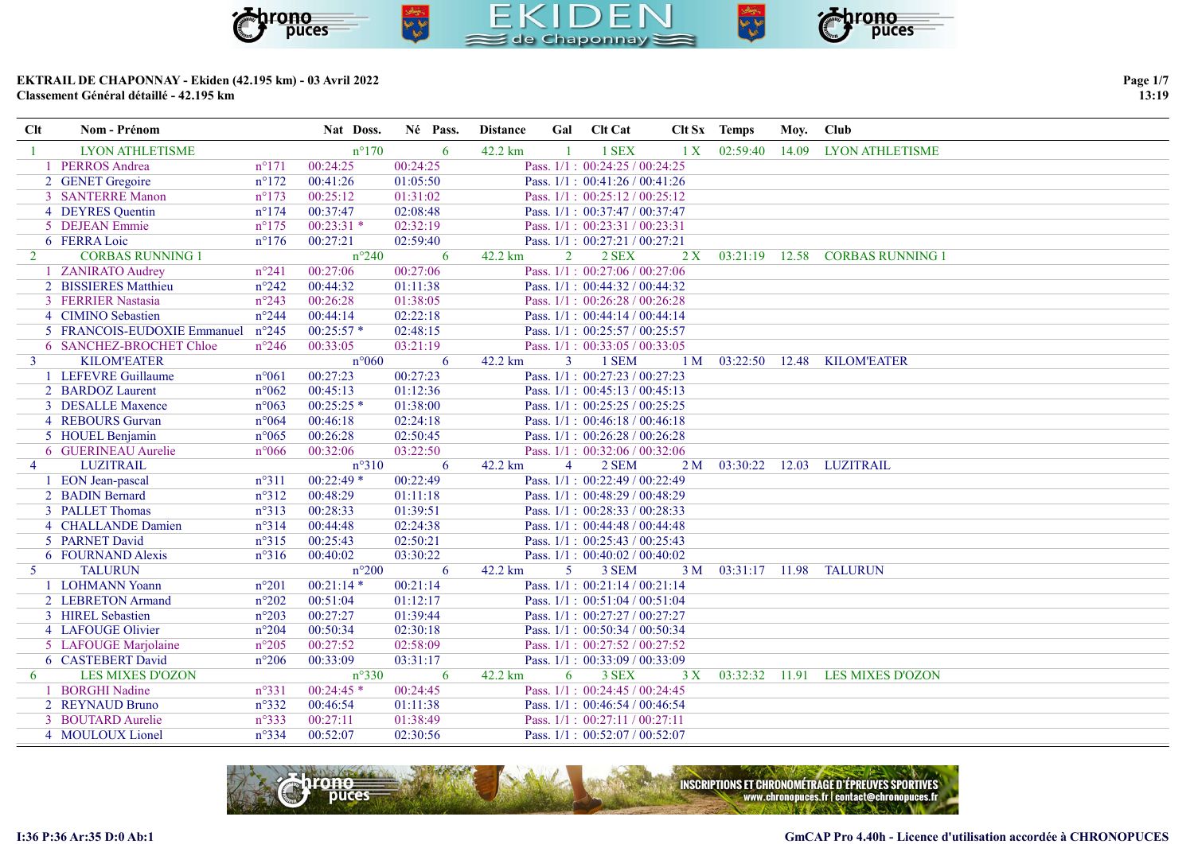**EKTRAIL DE CHAPONNAY - Ekiden (42.195 km) - 03 Avril 2022**
**Classement Général détaillé - 42.195 km**

| Clt | Nom - Prénom | Nat | Doss. | Né | Pass. | Distance | Gal | Clt Cat | Clt Sx | Temps | Moy. | Club |
|---|---|---|---|---|---|---|---|---|---|---|---|---|
| 1 | LYON ATHLETISME | | n°170 | | 6 | 42.2 km | 1 | 1 SEX | 1 X | 02:59:40 | 14.09 | LYON ATHLETISME |
| | 1 PERROS Andrea | n°171 | 00:24:25 | 00:24:25 | | Pass. 1/1 : 00:24:25 / 00:24:25 | | | | | | |
| | 2 GENET Gregoire | n°172 | 00:41:26 | 01:05:50 | | Pass. 1/1 : 00:41:26 / 00:41:26 | | | | | | |
| | 3 SANTERRE Manon | n°173 | 00:25:12 | 01:31:02 | | Pass. 1/1 : 00:25:12 / 00:25:12 | | | | | | |
| | 4 DEYRES Quentin | n°174 | 00:37:47 | 02:08:48 | | Pass. 1/1 : 00:37:47 / 00:37:47 | | | | | | |
| | 5 DEJEAN Emmie | n°175 | 00:23:31 * | 02:32:19 | | Pass. 1/1 : 00:23:31 / 00:23:31 | | | | | | |
| | 6 FERRA Loic | n°176 | 00:27:21 | 02:59:40 | | Pass. 1/1 : 00:27:21 / 00:27:21 | | | | | | |
| 2 | CORBAS RUNNING 1 | | n°240 | | 6 | 42.2 km | 2 | 2 SEX | 2 X | 03:21:19 | 12.58 | CORBAS RUNNING 1 |
| | 1 ZANIRATO Audrey | n°241 | 00:27:06 | 00:27:06 | | Pass. 1/1 : 00:27:06 / 00:27:06 | | | | | | |
| | 2 BISSIERES Matthieu | n°242 | 00:44:32 | 01:11:38 | | Pass. 1/1 : 00:44:32 / 00:44:32 | | | | | | |
| | 3 FERRIER Nastasia | n°243 | 00:26:28 | 01:38:05 | | Pass. 1/1 : 00:26:28 / 00:26:28 | | | | | | |
| | 4 CIMINO Sebastien | n°244 | 00:44:14 | 02:22:18 | | Pass. 1/1 : 00:44:14 / 00:44:14 | | | | | | |
| | 5 FRANCOIS-EUDOXIE Emmanuel | n°245 | 00:25:57 * | 02:48:15 | | Pass. 1/1 : 00:25:57 / 00:25:57 | | | | | | |
| | 6 SANCHEZ-BROCHET Chloe | n°246 | 00:33:05 | 03:21:19 | | Pass. 1/1 : 00:33:05 / 00:33:05 | | | | | | |
| 3 | KILOM'EATER | | n°060 | | 6 | 42.2 km | 3 | 1 SEM | 1 M | 03:22:50 | 12.48 | KILOM'EATER |
| | 1 LEFEVRE Guillaume | n°061 | 00:27:23 | 00:27:23 | | Pass. 1/1 : 00:27:23 / 00:27:23 | | | | | | |
| | 2 BARDOZ Laurent | n°062 | 00:45:13 | 01:12:36 | | Pass. 1/1 : 00:45:13 / 00:45:13 | | | | | | |
| | 3 DESALLE Maxence | n°063 | 00:25:25 * | 01:38:00 | | Pass. 1/1 : 00:25:25 / 00:25:25 | | | | | | |
| | 4 REBOURS Gurvan | n°064 | 00:46:18 | 02:24:18 | | Pass. 1/1 : 00:46:18 / 00:46:18 | | | | | | |
| | 5 HOUEL Benjamin | n°065 | 00:26:28 | 02:50:45 | | Pass. 1/1 : 00:26:28 / 00:26:28 | | | | | | |
| | 6 GUERINEAU Aurelie | n°066 | 00:32:06 | 03:22:50 | | Pass. 1/1 : 00:32:06 / 00:32:06 | | | | | | |
| 4 | LUZITRAIL | | n°310 | | 6 | 42.2 km | 4 | 2 SEM | 2 M | 03:30:22 | 12.03 | LUZITRAIL |
| | 1 EON Jean-pascal | n°311 | 00:22:49 * | 00:22:49 | | Pass. 1/1 : 00:22:49 / 00:22:49 | | | | | | |
| | 2 BADIN Bernard | n°312 | 00:48:29 | 01:11:18 | | Pass. 1/1 : 00:48:29 / 00:48:29 | | | | | | |
| | 3 PALLET Thomas | n°313 | 00:28:33 | 01:39:51 | | Pass. 1/1 : 00:28:33 / 00:28:33 | | | | | | |
| | 4 CHALLANDE Damien | n°314 | 00:44:48 | 02:24:38 | | Pass. 1/1 : 00:44:48 / 00:44:48 | | | | | | |
| | 5 PARNET David | n°315 | 00:25:43 | 02:50:21 | | Pass. 1/1 : 00:25:43 / 00:25:43 | | | | | | |
| | 6 FOURNAND Alexis | n°316 | 00:40:02 | 03:30:22 | | Pass. 1/1 : 00:40:02 / 00:40:02 | | | | | | |
| 5 | TALURUN | | n°200 | | 6 | 42.2 km | 5 | 3 SEM | 3 M | 03:31:17 | 11.98 | TALURUN |
| | 1 LOHMANN Yoann | n°201 | 00:21:14 * | 00:21:14 | | Pass. 1/1 : 00:21:14 / 00:21:14 | | | | | | |
| | 2 LEBRETON Armand | n°202 | 00:51:04 | 01:12:17 | | Pass. 1/1 : 00:51:04 / 00:51:04 | | | | | | |
| | 3 HIREL Sebastien | n°203 | 00:27:27 | 01:39:44 | | Pass. 1/1 : 00:27:27 / 00:27:27 | | | | | | |
| | 4 LAFOUGE Olivier | n°204 | 00:50:34 | 02:30:18 | | Pass. 1/1 : 00:50:34 / 00:50:34 | | | | | | |
| | 5 LAFOUGE Marjolaine | n°205 | 00:27:52 | 02:58:09 | | Pass. 1/1 : 00:27:52 / 00:27:52 | | | | | | |
| | 6 CASTEBERT David | n°206 | 00:33:09 | 03:31:17 | | Pass. 1/1 : 00:33:09 / 00:33:09 | | | | | | |
| 6 | LES MIXES D'OZON | | n°330 | | 6 | 42.2 km | 6 | 3 SEX | 3 X | 03:32:32 | 11.91 | LES MIXES D'OZON |
| | 1 BORGHI Nadine | n°331 | 00:24:45 * | 00:24:45 | | Pass. 1/1 : 00:24:45 / 00:24:45 | | | | | | |
| | 2 REYNAUD Bruno | n°332 | 00:46:54 | 01:11:38 | | Pass. 1/1 : 00:46:54 / 00:46:54 | | | | | | |
| | 3 BOUTARD Aurelie | n°333 | 00:27:11 | 01:38:49 | | Pass. 1/1 : 00:27:11 / 00:27:11 | | | | | | |
| | 4 MOULOUX Lionel | n°334 | 00:52:07 | 02:30:56 | | Pass. 1/1 : 00:52:07 / 00:52:07 | | | | | | |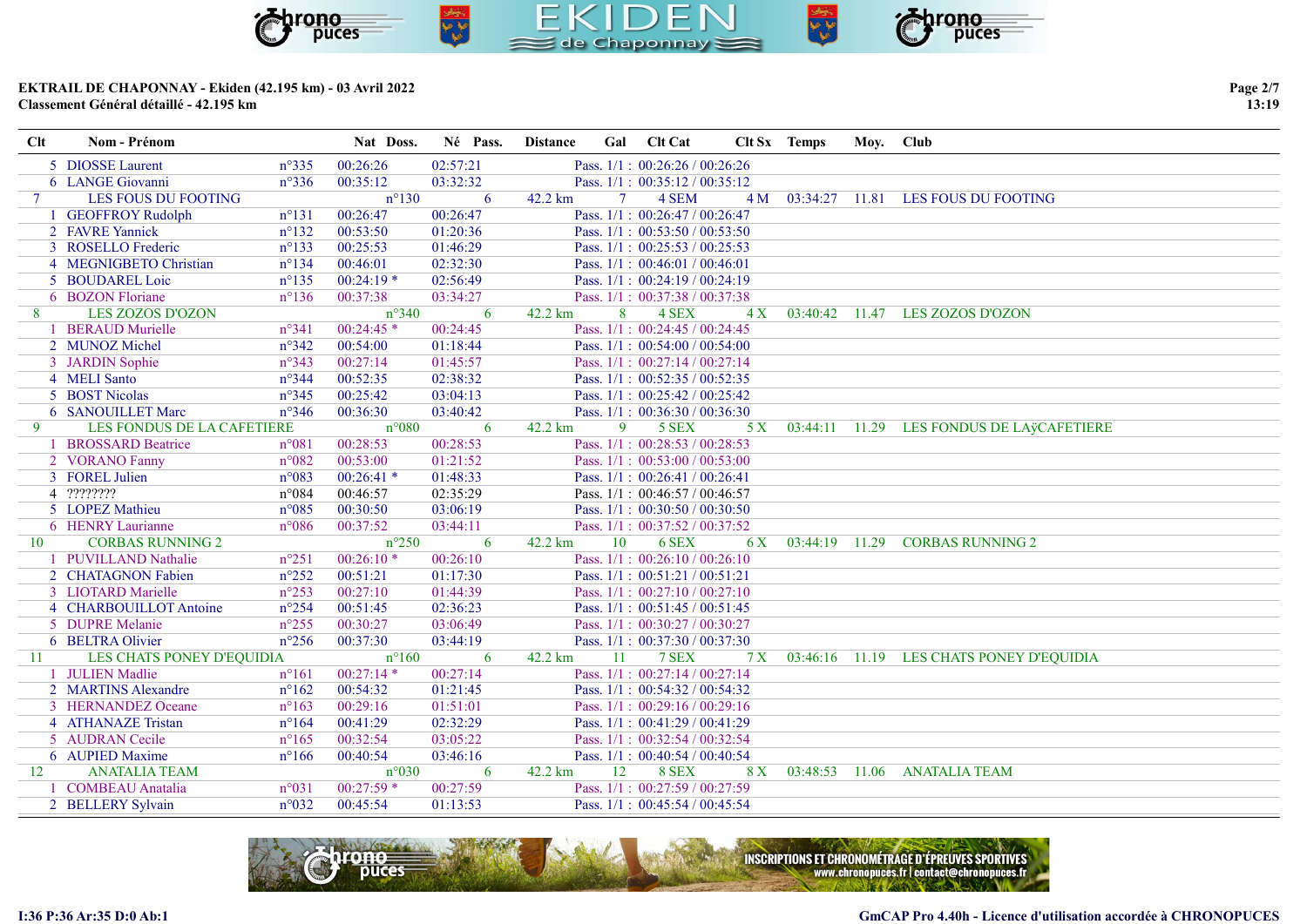**EKTRAIL DE CHAPONNAY - Ekiden (42.195 km) - 03 Avril 2022**
**Classement Général détaillé - 42.195 km**

| Clt | Nom - Prénom | Nat | Doss. | Né | Pass. | Distance | Gal | Clt Cat | Clt Sx | Temps | Moy. | Club |
|---|---|---|---|---|---|---|---|---|---|---|---|---|
| 5 | DIOSSE Laurent | n°335 | 00:26:26 | 02:57:21 | | Pass. 1/1 : 00:26:26 / 00:26:26 | | | | | | |
| 6 | LANGE Giovanni | n°336 | 00:35:12 | 03:32:32 | | Pass. 1/1 : 00:35:12 / 00:35:12 | | | | | | |
| 7 | LES FOUS DU FOOTING | | n°130 | | 6 | 42.2 km | 7 | 4 SEM | 4 M | 03:34:27 | 11.81 | LES FOUS DU FOOTING |
| 1 | GEOFFROY Rudolph | n°131 | 00:26:47 | 00:26:47 | | Pass. 1/1 : 00:26:47 / 00:26:47 | | | | | | |
| 2 | FAVRE Yannick | n°132 | 00:53:50 | 01:20:36 | | Pass. 1/1 : 00:53:50 / 00:53:50 | | | | | | |
| 3 | ROSELLO Frederic | n°133 | 00:25:53 | 01:46:29 | | Pass. 1/1 : 00:25:53 / 00:25:53 | | | | | | |
| 4 | MEGNIGBETO Christian | n°134 | 00:46:01 | 02:32:30 | | Pass. 1/1 : 00:46:01 / 00:46:01 | | | | | | |
| 5 | BOUDAREL Loic | n°135 | 00:24:19 * | 02:56:49 | | Pass. 1/1 : 00:24:19 / 00:24:19 | | | | | | |
| 6 | BOZON Floriane | n°136 | 00:37:38 | 03:34:27 | | Pass. 1/1 : 00:37:38 / 00:37:38 | | | | | | |
| 8 | LES ZOZOS D'OZON | | n°340 | | 6 | 42.2 km | 8 | 4 SEX | 4 X | 03:40:42 | 11.47 | LES ZOZOS D'OZON |
| 1 | BERAUD Murielle | n°341 | 00:24:45 * | 00:24:45 | | Pass. 1/1 : 00:24:45 / 00:24:45 | | | | | | |
| 2 | MUNOZ Michel | n°342 | 00:54:00 | 01:18:44 | | Pass. 1/1 : 00:54:00 / 00:54:00 | | | | | | |
| 3 | JARDIN Sophie | n°343 | 00:27:14 | 01:45:57 | | Pass. 1/1 : 00:27:14 / 00:27:14 | | | | | | |
| 4 | MELI Santo | n°344 | 00:52:35 | 02:38:32 | | Pass. 1/1 : 00:52:35 / 00:52:35 | | | | | | |
| 5 | BOST Nicolas | n°345 | 00:25:42 | 03:04:13 | | Pass. 1/1 : 00:25:42 / 00:25:42 | | | | | | |
| 6 | SANOUILLET Marc | n°346 | 00:36:30 | 03:40:42 | | Pass. 1/1 : 00:36:30 / 00:36:30 | | | | | | |
| 9 | LES FONDUS DE LA CAFETIERE | | n°080 | | 6 | 42.2 km | 9 | 5 SEX | 5 X | 03:44:11 | 11.29 | LES FONDUS DE LAÿCAFETIERE |
| 1 | BROSSARD Beatrice | n°081 | 00:28:53 | 00:28:53 | | Pass. 1/1 : 00:28:53 / 00:28:53 | | | | | | |
| 2 | VORANO Fanny | n°082 | 00:53:00 | 01:21:52 | | Pass. 1/1 : 00:53:00 / 00:53:00 | | | | | | |
| 3 | FOREL Julien | n°083 | 00:26:41 * | 01:48:33 | | Pass. 1/1 : 00:26:41 / 00:26:41 | | | | | | |
| 4 | ???????? | n°084 | 00:46:57 | 02:35:29 | | Pass. 1/1 : 00:46:57 / 00:46:57 | | | | | | |
| 5 | LOPEZ Mathieu | n°085 | 00:30:50 | 03:06:19 | | Pass. 1/1 : 00:30:50 / 00:30:50 | | | | | | |
| 6 | HENRY Laurianne | n°086 | 00:37:52 | 03:44:11 | | Pass. 1/1 : 00:37:52 / 00:37:52 | | | | | | |
| 10 | CORBAS RUNNING 2 | | n°250 | | 6 | 42.2 km | 10 | 6 SEX | 6 X | 03:44:19 | 11.29 | CORBAS RUNNING 2 |
| 1 | PUVILLAND Nathalie | n°251 | 00:26:10 * | 00:26:10 | | Pass. 1/1 : 00:26:10 / 00:26:10 | | | | | | |
| 2 | CHATAGNON Fabien | n°252 | 00:51:21 | 01:17:30 | | Pass. 1/1 : 00:51:21 / 00:51:21 | | | | | | |
| 3 | LIOTARD Marielle | n°253 | 00:27:10 | 01:44:39 | | Pass. 1/1 : 00:27:10 / 00:27:10 | | | | | | |
| 4 | CHARBOUILLOT Antoine | n°254 | 00:51:45 | 02:36:23 | | Pass. 1/1 : 00:51:45 / 00:51:45 | | | | | | |
| 5 | DUPRE Melanie | n°255 | 00:30:27 | 03:06:49 | | Pass. 1/1 : 00:30:27 / 00:30:27 | | | | | | |
| 6 | BELTRA Olivier | n°256 | 00:37:30 | 03:44:19 | | Pass. 1/1 : 00:37:30 / 00:37:30 | | | | | | |
| 11 | LES CHATS PONEY D'EQUIDIA | | n°160 | | 6 | 42.2 km | 11 | 7 SEX | 7 X | 03:46:16 | 11.19 | LES CHATS PONEY D'EQUIDIA |
| 1 | JULIEN Madlie | n°161 | 00:27:14 * | 00:27:14 | | Pass. 1/1 : 00:27:14 / 00:27:14 | | | | | | |
| 2 | MARTINS Alexandre | n°162 | 00:54:32 | 01:21:45 | | Pass. 1/1 : 00:54:32 / 00:54:32 | | | | | | |
| 3 | HERNANDEZ Oceane | n°163 | 00:29:16 | 01:51:01 | | Pass. 1/1 : 00:29:16 / 00:29:16 | | | | | | |
| 4 | ATHANAZE Tristan | n°164 | 00:41:29 | 02:32:29 | | Pass. 1/1 : 00:41:29 / 00:41:29 | | | | | | |
| 5 | AUDRAN Cecile | n°165 | 00:32:54 | 03:05:22 | | Pass. 1/1 : 00:32:54 / 00:32:54 | | | | | | |
| 6 | AUPIED Maxime | n°166 | 00:40:54 | 03:46:16 | | Pass. 1/1 : 00:40:54 / 00:40:54 | | | | | | |
| 12 | ANATALIA TEAM | | n°030 | | 6 | 42.2 km | 12 | 8 SEX | 8 X | 03:48:53 | 11.06 | ANATALIA TEAM |
| 1 | COMBEAU Anatalia | n°031 | 00:27:59 * | 00:27:59 | | Pass. 1/1 : 00:27:59 / 00:27:59 | | | | | | |
| 2 | BELLERY Sylvain | n°032 | 00:45:54 | 01:13:53 | | Pass. 1/1 : 00:45:54 / 00:45:54 | | | | | | |

I:36 P:36 Ar:35 D:0 Ab:1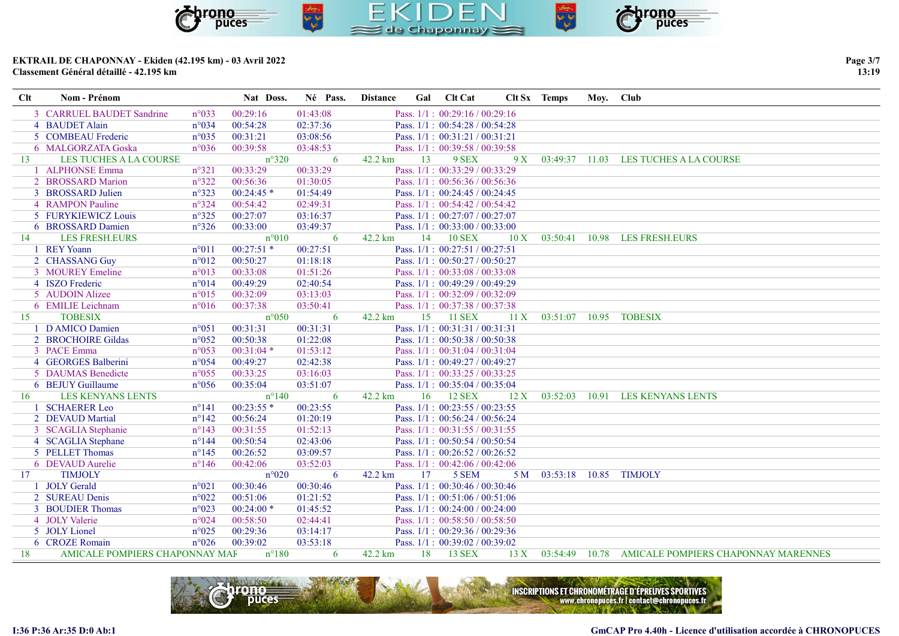**EKTRAIL DE CHAPONNAY - Ekiden (42.195 km) - 03 Avril 2022**
**Classement Général détaillé - 42.195 km**

| Clt | Nom - Prénom | Nat | Doss. | Né | Pass. | Distance | Gal | Clt Cat | Clt Sx | Temps | Moy. | Club |
|---|---|---|---|---|---|---|---|---|---|---|---|---|
| 3 | CARRUEL BAUDET Sandrine | n°033 | 00:29:16 | 01:43:08 | | Pass. 1/1 : 00:29:16 / 00:29:16 | | | | | | |
| 4 | BAUDET Alain | n°034 | 00:54:28 | 02:37:36 | | Pass. 1/1 : 00:54:28 / 00:54:28 | | | | | | |
| 5 | COMBEAU Frederic | n°035 | 00:31:21 | 03:08:56 | | Pass. 1/1 : 00:31:21 / 00:31:21 | | | | | | |
| 6 | MALGORZATA Goska | n°036 | 00:39:58 | 03:48:53 | | Pass. 1/1 : 00:39:58 / 00:39:58 | | | | | | |
| 13 | LES TUCHES A LA COURSE | | n°320 | | 6 | 42.2 km | 13 | 9 SEX | 9 X | 03:49:37 | 11.03 | LES TUCHES A LA COURSE |
| 1 | ALPHONSE Emma | n°321 | 00:33:29 | 00:33:29 | | Pass. 1/1 : 00:33:29 / 00:33:29 | | | | | | |
| 2 | BROSSARD Marion | n°322 | 00:56:36 | 01:30:05 | | Pass. 1/1 : 00:56:36 / 00:56:36 | | | | | | |
| 3 | BROSSARD Julien | n°323 | 00:24:45 * | 01:54:49 | | Pass. 1/1 : 00:24:45 / 00:24:45 | | | | | | |
| 4 | RAMPON Pauline | n°324 | 00:54:42 | 02:49:31 | | Pass. 1/1 : 00:54:42 / 00:54:42 | | | | | | |
| 5 | FURYKIEWICZ Louis | n°325 | 00:27:07 | 03:16:37 | | Pass. 1/1 : 00:27:07 / 00:27:07 | | | | | | |
| 6 | BROSSARD Damien | n°326 | 00:33:00 | 03:49:37 | | Pass. 1/1 : 00:33:00 / 00:33:00 | | | | | | |
| 14 | LES FRESH.EURS | | n°010 | | 6 | 42.2 km | 14 | 10 SEX | 10 X | 03:50:41 | 10.98 | LES FRESH.EURS |
| 1 | REY Yoann | n°011 | 00:27:51 * | 00:27:51 | | Pass. 1/1 : 00:27:51 / 00:27:51 | | | | | | |
| 2 | CHASSANG Guy | n°012 | 00:50:27 | 01:18:18 | | Pass. 1/1 : 00:50:27 / 00:50:27 | | | | | | |
| 3 | MOUREY Emeline | n°013 | 00:33:08 | 01:51:26 | | Pass. 1/1 : 00:33:08 / 00:33:08 | | | | | | |
| 4 | ISZO Frederic | n°014 | 00:49:29 | 02:40:54 | | Pass. 1/1 : 00:49:29 / 00:49:29 | | | | | | |
| 5 | AUDOIN Alizee | n°015 | 00:32:09 | 03:13:03 | | Pass. 1/1 : 00:32:09 / 00:32:09 | | | | | | |
| 6 | EMILIE Leichnam | n°016 | 00:37:38 | 03:50:41 | | Pass. 1/1 : 00:37:38 / 00:37:38 | | | | | | |
| 15 | TOBESIX | | n°050 | | 6 | 42.2 km | 15 | 11 SEX | 11 X | 03:51:07 | 10.95 | TOBESIX |
| 1 | D AMICO Damien | n°051 | 00:31:31 | 00:31:31 | | Pass. 1/1 : 00:31:31 / 00:31:31 | | | | | | |
| 2 | BROCHOIRE Gildas | n°052 | 00:50:38 | 01:22:08 | | Pass. 1/1 : 00:50:38 / 00:50:38 | | | | | | |
| 3 | PACE Emma | n°053 | 00:31:04 * | 01:53:12 | | Pass. 1/1 : 00:31:04 / 00:31:04 | | | | | | |
| 4 | GEORGES Balberini | n°054 | 00:49:27 | 02:42:38 | | Pass. 1/1 : 00:49:27 / 00:49:27 | | | | | | |
| 5 | DAUMAS Benedicte | n°055 | 00:33:25 | 03:16:03 | | Pass. 1/1 : 00:33:25 / 00:33:25 | | | | | | |
| 6 | BEJUY Guillaume | n°056 | 00:35:04 | 03:51:07 | | Pass. 1/1 : 00:35:04 / 00:35:04 | | | | | | |
| 16 | LES KENYANS LENTS | | n°140 | | 6 | 42.2 km | 16 | 12 SEX | 12 X | 03:52:03 | 10.91 | LES KENYANS LENTS |
| 1 | SCHAERER Leo | n°141 | 00:23:55 * | 00:23:55 | | Pass. 1/1 : 00:23:55 / 00:23:55 | | | | | | |
| 2 | DEVAUD Martial | n°142 | 00:56:24 | 01:20:19 | | Pass. 1/1 : 00:56:24 / 00:56:24 | | | | | | |
| 3 | SCAGLIA Stephanie | n°143 | 00:31:55 | 01:52:13 | | Pass. 1/1 : 00:31:55 / 00:31:55 | | | | | | |
| 4 | SCAGLIA Stephane | n°144 | 00:50:54 | 02:43:06 | | Pass. 1/1 : 00:50:54 / 00:50:54 | | | | | | |
| 5 | PELLET Thomas | n°145 | 00:26:52 | 03:09:57 | | Pass. 1/1 : 00:26:52 / 00:26:52 | | | | | | |
| 6 | DEVAUD Aurelie | n°146 | 00:42:06 | 03:52:03 | | Pass. 1/1 : 00:42:06 / 00:42:06 | | | | | | |
| 17 | TIMJOLY | | n°020 | | 6 | 42.2 km | 17 | 5 SEM | 5 M | 03:53:18 | 10.85 | TIMJOLY |
| 1 | JOLY Gerald | n°021 | 00:30:46 | 00:30:46 | | Pass. 1/1 : 00:30:46 / 00:30:46 | | | | | | |
| 2 | SUREAU Denis | n°022 | 00:51:06 | 01:21:52 | | Pass. 1/1 : 00:51:06 / 00:51:06 | | | | | | |
| 3 | BOUDIER Thomas | n°023 | 00:24:00 * | 01:45:52 | | Pass. 1/1 : 00:24:00 / 00:24:00 | | | | | | |
| 4 | JOLY Valerie | n°024 | 00:58:50 | 02:44:41 | | Pass. 1/1 : 00:58:50 / 00:58:50 | | | | | | |
| 5 | JOLY Lionel | n°025 | 00:29:36 | 03:14:17 | | Pass. 1/1 : 00:29:36 / 00:29:36 | | | | | | |
| 6 | CROZE Romain | n°026 | 00:39:02 | 03:53:18 | | Pass. 1/1 : 00:39:02 / 00:39:02 | | | | | | |
| 18 | AMICALE POMPIERS CHAPONNAY MAF | | n°180 | | 6 | 42.2 km | 18 | 13 SEX | 13 X | 03:54:49 | 10.78 | AMICALE POMPIERS CHAPONNAY MARENNES |

I:36 P:36 Ar:35 D:0 Ab:1

GmCAP Pro 4.40h - Licence d'utilisation accordée à CHRONOPUCES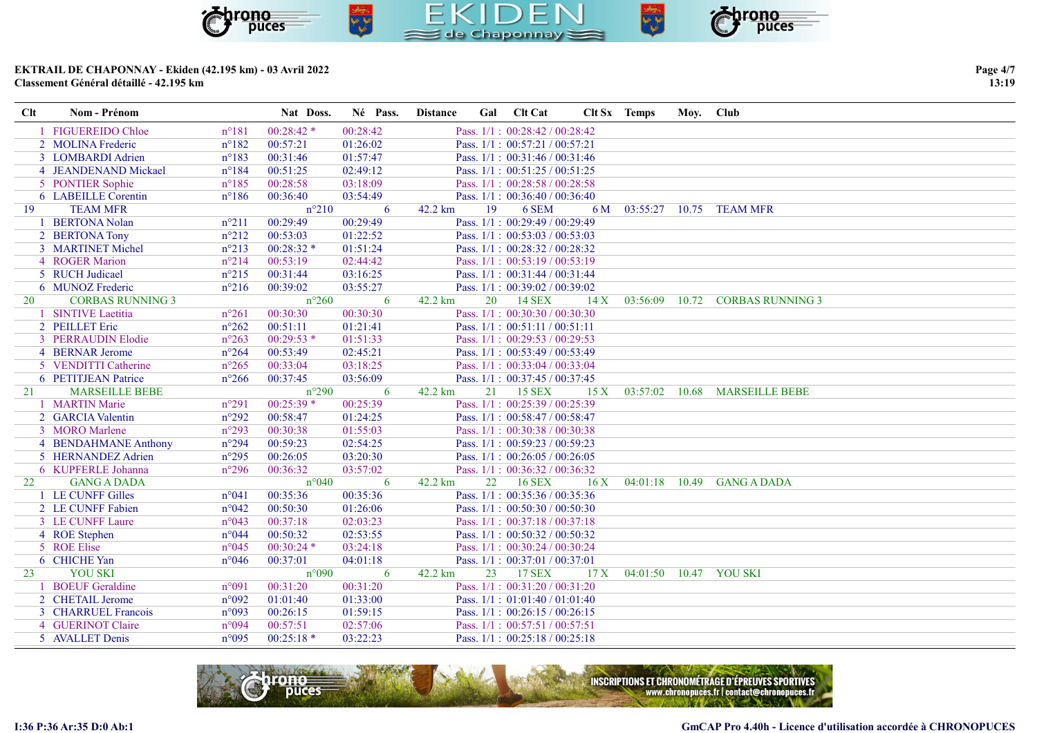**EKTRAIL DE CHAPONNAY - Ekiden (42.195 km) - 03 Avril 2022**
**Classement Général détaillé - 42.195 km**

| Clt | Nom - Prénom | Nat | Doss. | Né | Pass. | Distance | Gal | Clt Cat | Clt Sx | Temps | Moy. | Club |
|---|---|---|---|---|---|---|---|---|---|---|---|---|
| 1 | FIGUEREIDO Chloe | n°181 | 00:28:42 * | 00:28:42 | | Pass. 1/1 : 00:28:42 / 00:28:42 | | | | | | |
| 2 | MOLINA Frederic | n°182 | 00:57:21 | 01:26:02 | | Pass. 1/1 : 00:57:21 / 00:57:21 | | | | | | |
| 3 | LOMBARDI Adrien | n°183 | 00:31:46 | 01:57:47 | | Pass. 1/1 : 00:31:46 / 00:31:46 | | | | | | |
| 4 | JEANDENAND Mickael | n°184 | 00:51:25 | 02:49:12 | | Pass. 1/1 : 00:51:25 / 00:51:25 | | | | | | |
| 5 | PONTIER Sophie | n°185 | 00:28:58 | 03:18:09 | | Pass. 1/1 : 00:28:58 / 00:28:58 | | | | | | |
| 6 | LABEILLE Corentin | n°186 | 00:36:40 | 03:54:49 | | Pass. 1/1 : 00:36:40 / 00:36:40 | | | | | | |
| 19 | TEAM MFR | | n°210 | | 6 | 42.2 km | 19 | 6 SEM | 6 M | 03:55:27 | 10.75 | TEAM MFR |
| 1 | BERTONA Nolan | n°211 | 00:29:49 | 00:29:49 | | Pass. 1/1 : 00:29:49 / 00:29:49 | | | | | | |
| 2 | BERTONA Tony | n°212 | 00:53:03 | 01:22:52 | | Pass. 1/1 : 00:53:03 / 00:53:03 | | | | | | |
| 3 | MARTINET Michel | n°213 | 00:28:32 * | 01:51:24 | | Pass. 1/1 : 00:28:32 / 00:28:32 | | | | | | |
| 4 | ROGER Marion | n°214 | 00:53:19 | 02:44:42 | | Pass. 1/1 : 00:53:19 / 00:53:19 | | | | | | |
| 5 | RUCH Judicael | n°215 | 00:31:44 | 03:16:25 | | Pass. 1/1 : 00:31:44 / 00:31:44 | | | | | | |
| 6 | MUNOZ Frederic | n°216 | 00:39:02 | 03:55:27 | | Pass. 1/1 : 00:39:02 / 00:39:02 | | | | | | |
| 20 | CORBAS RUNNING 3 | | n°260 | | 6 | 42.2 km | 20 | 14 SEX | 14 X | 03:56:09 | 10.72 | CORBAS RUNNING 3 |
| 1 | SINTIVE Laetitia | n°261 | 00:30:30 | 00:30:30 | | Pass. 1/1 : 00:30:30 / 00:30:30 | | | | | | |
| 2 | PEILLET Eric | n°262 | 00:51:11 | 01:21:41 | | Pass. 1/1 : 00:51:11 / 00:51:11 | | | | | | |
| 3 | PERRAUDIN Elodie | n°263 | 00:29:53 * | 01:51:33 | | Pass. 1/1 : 00:29:53 / 00:29:53 | | | | | | |
| 4 | BERNAR Jerome | n°264 | 00:53:49 | 02:45:21 | | Pass. 1/1 : 00:53:49 / 00:53:49 | | | | | | |
| 5 | VENDITTI Catherine | n°265 | 00:33:04 | 03:18:25 | | Pass. 1/1 : 00:33:04 / 00:33:04 | | | | | | |
| 6 | PETITJEAN Patrice | n°266 | 00:37:45 | 03:56:09 | | Pass. 1/1 : 00:37:45 / 00:37:45 | | | | | | |
| 21 | MARSEILLE BEBE | | n°290 | | 6 | 42.2 km | 21 | 15 SEX | 15 X | 03:57:02 | 10.68 | MARSEILLE BEBE |
| 1 | MARTIN Marie | n°291 | 00:25:39 * | 00:25:39 | | Pass. 1/1 : 00:25:39 / 00:25:39 | | | | | | |
| 2 | GARCIA Valentin | n°292 | 00:58:47 | 01:24:25 | | Pass. 1/1 : 00:58:47 / 00:58:47 | | | | | | |
| 3 | MORO Marlene | n°293 | 00:30:38 | 01:55:03 | | Pass. 1/1 : 00:30:38 / 00:30:38 | | | | | | |
| 4 | BENDAHMANE Anthony | n°294 | 00:59:23 | 02:54:25 | | Pass. 1/1 : 00:59:23 / 00:59:23 | | | | | | |
| 5 | HERNANDEZ Adrien | n°295 | 00:26:05 | 03:20:30 | | Pass. 1/1 : 00:26:05 / 00:26:05 | | | | | | |
| 6 | KUPFERLE Johanna | n°296 | 00:36:32 | 03:57:02 | | Pass. 1/1 : 00:36:32 / 00:36:32 | | | | | | |
| 22 | GANG A DADA | | n°040 | | 6 | 42.2 km | 22 | 16 SEX | 16 X | 04:01:18 | 10.49 | GANG A DADA |
| 1 | LE CUNFF Gilles | n°041 | 00:35:36 | 00:35:36 | | Pass. 1/1 : 00:35:36 / 00:35:36 | | | | | | |
| 2 | LE CUNFF Fabien | n°042 | 00:50:30 | 01:26:06 | | Pass. 1/1 : 00:50:30 / 00:50:30 | | | | | | |
| 3 | LE CUNFF Laure | n°043 | 00:37:18 | 02:03:23 | | Pass. 1/1 : 00:37:18 / 00:37:18 | | | | | | |
| 4 | ROE Stephen | n°044 | 00:50:32 | 02:53:55 | | Pass. 1/1 : 00:50:32 / 00:50:32 | | | | | | |
| 5 | ROE Elise | n°045 | 00:30:24 * | 03:24:18 | | Pass. 1/1 : 00:30:24 / 00:30:24 | | | | | | |
| 6 | CHICHE Yan | n°046 | 00:37:01 | 04:01:18 | | Pass. 1/1 : 00:37:01 / 00:37:01 | | | | | | |
| 23 | YOU SKI | | n°090 | | 6 | 42.2 km | 23 | 17 SEX | 17 X | 04:01:50 | 10.47 | YOU SKI |
| 1 | BOEUF Geraldine | n°091 | 00:31:20 | 00:31:20 | | Pass. 1/1 : 00:31:20 / 00:31:20 | | | | | | |
| 2 | CHETAIL Jerome | n°092 | 01:01:40 | 01:33:00 | | Pass. 1/1 : 01:01:40 / 01:01:40 | | | | | | |
| 3 | CHARRUEL Francois | n°093 | 00:26:15 | 01:59:15 | | Pass. 1/1 : 00:26:15 / 00:26:15 | | | | | | |
| 4 | GUERINOT Claire | n°094 | 00:57:51 | 02:57:06 | | Pass. 1/1 : 00:57:51 / 00:57:51 | | | | | | |
| 5 | AVALLET Denis | n°095 | 00:25:18 * | 03:22:23 | | Pass. 1/1 : 00:25:18 / 00:25:18 | | | | | | |

I:36 P:36 Ar:35 D:0 Ab:1

GmCAP Pro 4.40h - Licence d'utilisation accordée à CHRONOPUCES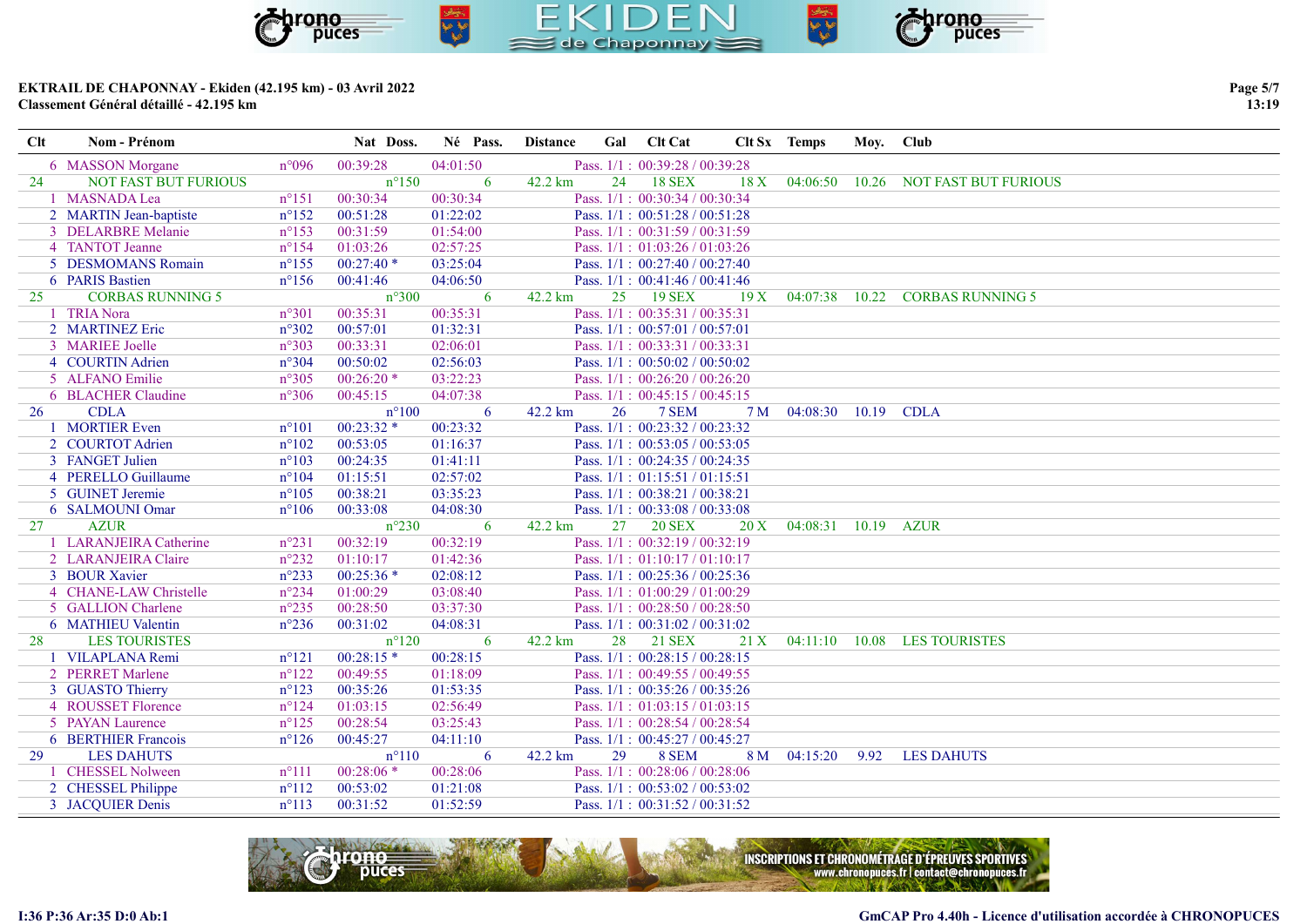**EKTRAIL DE CHAPONNAY - Ekiden (42.195 km) - 03 Avril 2022**
**Classement Général détaillé - 42.195 km**

| Clt | Nom - Prénom | Nat | Doss. | Né | Pass. | Distance | Gal | Clt Cat | Clt Sx | Temps | Moy. | Club |
|---|---|---|---|---|---|---|---|---|---|---|---|---|
| 6 | MASSON Morgane | n°096 | 00:39:28 | 04:01:50 | | Pass. 1/1 : 00:39:28 / 00:39:28 | | | | | | |
| 24 | NOT FAST BUT FURIOUS | | n°150 | | 6 | 42.2 km | 24 | 18 SEX | 18 X | 04:06:50 | 10.26 | NOT FAST BUT FURIOUS |
| 1 | MASNADA Lea | n°151 | 00:30:34 | 00:30:34 | | Pass. 1/1 : 00:30:34 / 00:30:34 | | | | | | |
| 2 | MARTIN Jean-baptiste | n°152 | 00:51:28 | 01:22:02 | | Pass. 1/1 : 00:51:28 / 00:51:28 | | | | | | |
| 3 | DELARBRE Melanie | n°153 | 00:31:59 | 01:54:00 | | Pass. 1/1 : 00:31:59 / 00:31:59 | | | | | | |
| 4 | TANTOT Jeanne | n°154 | 01:03:26 | 02:57:25 | | Pass. 1/1 : 01:03:26 / 01:03:26 | | | | | | |
| 5 | DESMOMANS Romain | n°155 | 00:27:40 * | 03:25:04 | | Pass. 1/1 : 00:27:40 / 00:27:40 | | | | | | |
| 6 | PARIS Bastien | n°156 | 00:41:46 | 04:06:50 | | Pass. 1/1 : 00:41:46 / 00:41:46 | | | | | | |
| 25 | CORBAS RUNNING 5 | | n°300 | | 6 | 42.2 km | 25 | 19 SEX | 19 X | 04:07:38 | 10.22 | CORBAS RUNNING 5 |
| 1 | TRIA Nora | n°301 | 00:35:31 | 00:35:31 | | Pass. 1/1 : 00:35:31 / 00:35:31 | | | | | | |
| 2 | MARTINEZ Eric | n°302 | 00:57:01 | 01:32:31 | | Pass. 1/1 : 00:57:01 / 00:57:01 | | | | | | |
| 3 | MARIEE Joelle | n°303 | 00:33:31 | 02:06:01 | | Pass. 1/1 : 00:33:31 / 00:33:31 | | | | | | |
| 4 | COURTIN Adrien | n°304 | 00:50:02 | 02:56:03 | | Pass. 1/1 : 00:50:02 / 00:50:02 | | | | | | |
| 5 | ALFANO Emilie | n°305 | 00:26:20 * | 03:22:23 | | Pass. 1/1 : 00:26:20 / 00:26:20 | | | | | | |
| 6 | BLACHER Claudine | n°306 | 00:45:15 | 04:07:38 | | Pass. 1/1 : 00:45:15 / 00:45:15 | | | | | | |
| 26 | CDLA | | n°100 | | 6 | 42.2 km | 26 | 7 SEM | 7 M | 04:08:30 | 10.19 | CDLA |
| 1 | MORTIER Even | n°101 | 00:23:32 * | 00:23:32 | | Pass. 1/1 : 00:23:32 / 00:23:32 | | | | | | |
| 2 | COURTOT Adrien | n°102 | 00:53:05 | 01:16:37 | | Pass. 1/1 : 00:53:05 / 00:53:05 | | | | | | |
| 3 | FANGET Julien | n°103 | 00:24:35 | 01:41:11 | | Pass. 1/1 : 00:24:35 / 00:24:35 | | | | | | |
| 4 | PERELLO Guillaume | n°104 | 01:15:51 | 02:57:02 | | Pass. 1/1 : 01:15:51 / 01:15:51 | | | | | | |
| 5 | GUINET Jeremie | n°105 | 00:38:21 | 03:35:23 | | Pass. 1/1 : 00:38:21 / 00:38:21 | | | | | | |
| 6 | SALMOUNI Omar | n°106 | 00:33:08 | 04:08:30 | | Pass. 1/1 : 00:33:08 / 00:33:08 | | | | | | |
| 27 | AZUR | | n°230 | | 6 | 42.2 km | 27 | 20 SEX | 20 X | 04:08:31 | 10.19 | AZUR |
| 1 | LARANJEIRA Catherine | n°231 | 00:32:19 | 00:32:19 | | Pass. 1/1 : 00:32:19 / 00:32:19 | | | | | | |
| 2 | LARANJEIRA Claire | n°232 | 01:10:17 | 01:42:36 | | Pass. 1/1 : 01:10:17 / 01:10:17 | | | | | | |
| 3 | BOUR Xavier | n°233 | 00:25:36 * | 02:08:12 | | Pass. 1/1 : 00:25:36 / 00:25:36 | | | | | | |
| 4 | CHANE-LAW Christelle | n°234 | 01:00:29 | 03:08:40 | | Pass. 1/1 : 01:00:29 / 01:00:29 | | | | | | |
| 5 | GALLION Charlene | n°235 | 00:28:50 | 03:37:30 | | Pass. 1/1 : 00:28:50 / 00:28:50 | | | | | | |
| 6 | MATHIEU Valentin | n°236 | 00:31:02 | 04:08:31 | | Pass. 1/1 : 00:31:02 / 00:31:02 | | | | | | |
| 28 | LES TOURISTES | | n°120 | | 6 | 42.2 km | 28 | 21 SEX | 21 X | 04:11:10 | 10.08 | LES TOURISTES |
| 1 | VILAPLANA Remi | n°121 | 00:28:15 * | 00:28:15 | | Pass. 1/1 : 00:28:15 / 00:28:15 | | | | | | |
| 2 | PERRET Marlene | n°122 | 00:49:55 | 01:18:09 | | Pass. 1/1 : 00:49:55 / 00:49:55 | | | | | | |
| 3 | GUASTO Thierry | n°123 | 00:35:26 | 01:53:35 | | Pass. 1/1 : 00:35:26 / 00:35:26 | | | | | | |
| 4 | ROUSSET Florence | n°124 | 01:03:15 | 02:56:49 | | Pass. 1/1 : 01:03:15 / 01:03:15 | | | | | | |
| 5 | PAYAN Laurence | n°125 | 00:28:54 | 03:25:43 | | Pass. 1/1 : 00:28:54 / 00:28:54 | | | | | | |
| 6 | BERTHIER Francois | n°126 | 00:45:27 | 04:11:10 | | Pass. 1/1 : 00:45:27 / 00:45:27 | | | | | | |
| 29 | LES DAHUTS | | n°110 | | 6 | 42.2 km | 29 | 8 SEM | 8 M | 04:15:20 | 9.92 | LES DAHUTS |
| 1 | CHESSEL Nolween | n°111 | 00:28:06 * | 00:28:06 | | Pass. 1/1 : 00:28:06 / 00:28:06 | | | | | | |
| 2 | CHESSEL Philippe | n°112 | 00:53:02 | 01:21:08 | | Pass. 1/1 : 00:53:02 / 00:53:02 | | | | | | |
| 3 | JACQUIER Denis | n°113 | 00:31:52 | 01:52:59 | | Pass. 1/1 : 00:31:52 / 00:31:52 | | | | | | |

I:36 P:36 Ar:35 D:0 Ab:1

GmCAP Pro 4.40h - Licence d'utilisation accordée à CHRONOPUCES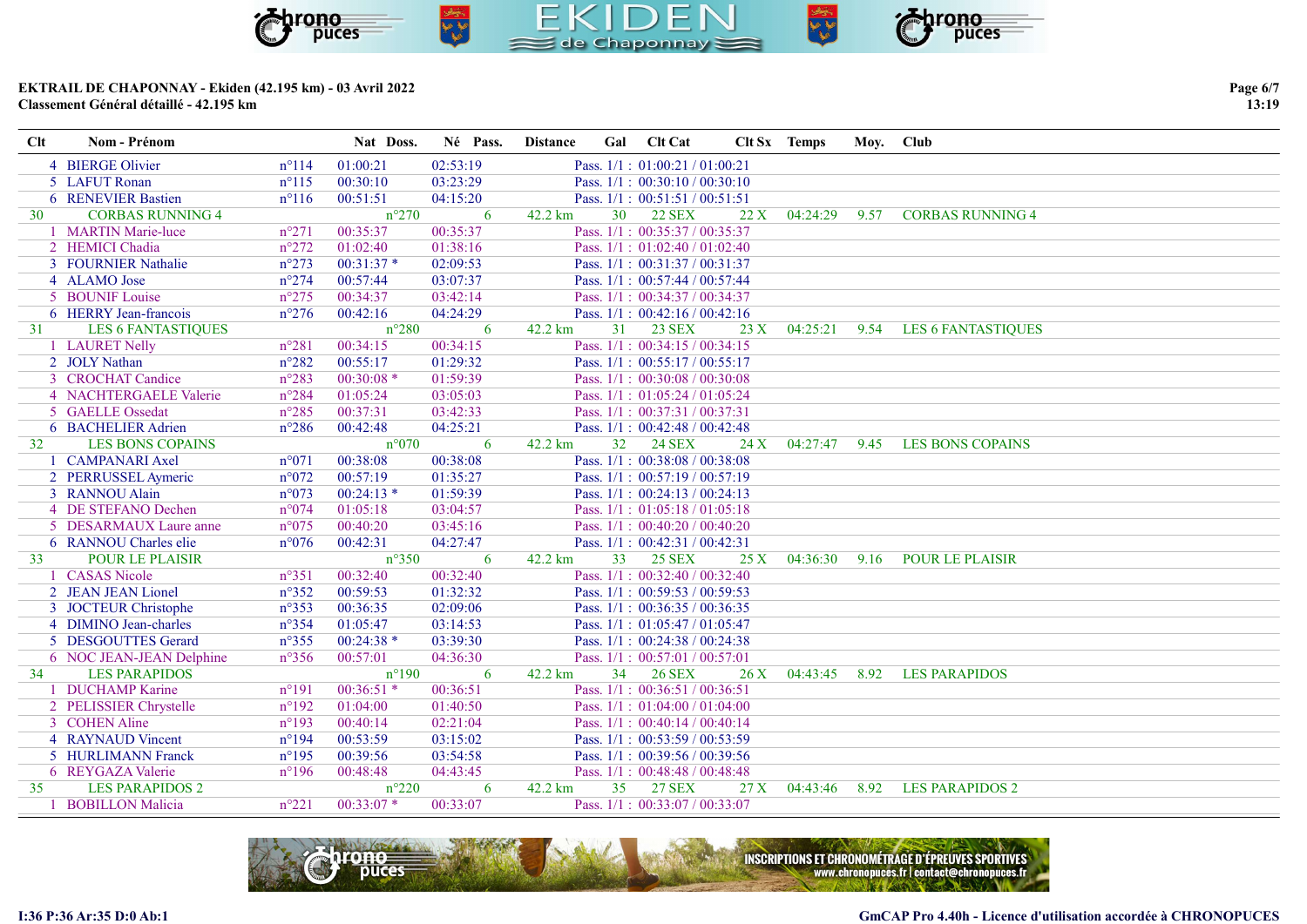**EKTRAIL DE CHAPONNAY - Ekiden (42.195 km) - 03 Avril 2022**
**Classement Général détaillé - 42.195 km**

| Clt | Nom - Prénom | Nat | Doss. | Né | Pass. | Distance | Gal | Clt Cat | Clt Sx | Temps | Moy. | Club |
|---|---|---|---|---|---|---|---|---|---|---|---|---|
| 4 | BIERGE Olivier | n°114 | 01:00:21 | 02:53:19 | | Pass. 1/1 : 01:00:21 / 01:00:21 | | | | | | |
| 5 | LAFUT Ronan | n°115 | 00:30:10 | 03:23:29 | | Pass. 1/1 : 00:30:10 / 00:30:10 | | | | | | |
| 6 | RENEVIER Bastien | n°116 | 00:51:51 | 04:15:20 | | Pass. 1/1 : 00:51:51 / 00:51:51 | | | | | | |
| 30 | CORBAS RUNNING 4 | | n°270 | | 6 | 42.2 km | 30 | 22 SEX | 22 X | 04:24:29 | 9.57 | CORBAS RUNNING 4 |
| 1 | MARTIN Marie-luce | n°271 | 00:35:37 | 00:35:37 | | Pass. 1/1 : 00:35:37 / 00:35:37 | | | | | | |
| 2 | HEMICI Chadia | n°272 | 01:02:40 | 01:38:16 | | Pass. 1/1 : 01:02:40 / 01:02:40 | | | | | | |
| 3 | FOURNIER Nathalie | n°273 | 00:31:37 * | 02:09:53 | | Pass. 1/1 : 00:31:37 / 00:31:37 | | | | | | |
| 4 | ALAMO Jose | n°274 | 00:57:44 | 03:07:37 | | Pass. 1/1 : 00:57:44 / 00:57:44 | | | | | | |
| 5 | BOUNIF Louise | n°275 | 00:34:37 | 03:42:14 | | Pass. 1/1 : 00:34:37 / 00:34:37 | | | | | | |
| 6 | HERRY Jean-francois | n°276 | 00:42:16 | 04:24:29 | | Pass. 1/1 : 00:42:16 / 00:42:16 | | | | | | |
| 31 | LES 6 FANTASTIQUES | | n°280 | | 6 | 42.2 km | 31 | 23 SEX | 23 X | 04:25:21 | 9.54 | LES 6 FANTASTIQUES |
| 1 | LAURET Nelly | n°281 | 00:34:15 | 00:34:15 | | Pass. 1/1 : 00:34:15 / 00:34:15 | | | | | | |
| 2 | JOLY Nathan | n°282 | 00:55:17 | 01:29:32 | | Pass. 1/1 : 00:55:17 / 00:55:17 | | | | | | |
| 3 | CROCHAT Candice | n°283 | 00:30:08 * | 01:59:39 | | Pass. 1/1 : 00:30:08 / 00:30:08 | | | | | | |
| 4 | NACHTERGAELE Valerie | n°284 | 01:05:24 | 03:05:03 | | Pass. 1/1 : 01:05:24 / 01:05:24 | | | | | | |
| 5 | GAELLE Ossedat | n°285 | 00:37:31 | 03:42:33 | | Pass. 1/1 : 00:37:31 / 00:37:31 | | | | | | |
| 6 | BACHELIER Adrien | n°286 | 00:42:48 | 04:25:21 | | Pass. 1/1 : 00:42:48 / 00:42:48 | | | | | | |
| 32 | LES BONS COPAINS | | n°070 | | 6 | 42.2 km | 32 | 24 SEX | 24 X | 04:27:47 | 9.45 | LES BONS COPAINS |
| 1 | CAMPANARI Axel | n°071 | 00:38:08 | 00:38:08 | | Pass. 1/1 : 00:38:08 / 00:38:08 | | | | | | |
| 2 | PERRUSSEL Aymeric | n°072 | 00:57:19 | 01:35:27 | | Pass. 1/1 : 00:57:19 / 00:57:19 | | | | | | |
| 3 | RANNOU Alain | n°073 | 00:24:13 * | 01:59:39 | | Pass. 1/1 : 00:24:13 / 00:24:13 | | | | | | |
| 4 | DE STEFANO Dechen | n°074 | 01:05:18 | 03:04:57 | | Pass. 1/1 : 01:05:18 / 01:05:18 | | | | | | |
| 5 | DESARMAUX Laure anne | n°075 | 00:40:20 | 03:45:16 | | Pass. 1/1 : 00:40:20 / 00:40:20 | | | | | | |
| 6 | RANNOU Charles elie | n°076 | 00:42:31 | 04:27:47 | | Pass. 1/1 : 00:42:31 / 00:42:31 | | | | | | |
| 33 | POUR LE PLAISIR | | n°350 | | 6 | 42.2 km | 33 | 25 SEX | 25 X | 04:36:30 | 9.16 | POUR LE PLAISIR |
| 1 | CASAS Nicole | n°351 | 00:32:40 | 00:32:40 | | Pass. 1/1 : 00:32:40 / 00:32:40 | | | | | | |
| 2 | JEAN JEAN Lionel | n°352 | 00:59:53 | 01:32:32 | | Pass. 1/1 : 00:59:53 / 00:59:53 | | | | | | |
| 3 | JOCTEUR Christophe | n°353 | 00:36:35 | 02:09:06 | | Pass. 1/1 : 00:36:35 / 00:36:35 | | | | | | |
| 4 | DIMINO Jean-charles | n°354 | 01:05:47 | 03:14:53 | | Pass. 1/1 : 01:05:47 / 01:05:47 | | | | | | |
| 5 | DESGOUTTES Gerard | n°355 | 00:24:38 * | 03:39:30 | | Pass. 1/1 : 00:24:38 / 00:24:38 | | | | | | |
| 6 | NOC JEAN-JEAN Delphine | n°356 | 00:57:01 | 04:36:30 | | Pass. 1/1 : 00:57:01 / 00:57:01 | | | | | | |
| 34 | LES PARAPIDOS | | n°190 | | 6 | 42.2 km | 34 | 26 SEX | 26 X | 04:43:45 | 8.92 | LES PARAPIDOS |
| 1 | DUCHAMP Karine | n°191 | 00:36:51 * | 00:36:51 | | Pass. 1/1 : 00:36:51 / 00:36:51 | | | | | | |
| 2 | PELISSIER Chrystelle | n°192 | 01:04:00 | 01:40:50 | | Pass. 1/1 : 01:04:00 / 01:04:00 | | | | | | |
| 3 | COHEN Aline | n°193 | 00:40:14 | 02:21:04 | | Pass. 1/1 : 00:40:14 / 00:40:14 | | | | | | |
| 4 | RAYNAUD Vincent | n°194 | 00:53:59 | 03:15:02 | | Pass. 1/1 : 00:53:59 / 00:53:59 | | | | | | |
| 5 | HURLIMANN Franck | n°195 | 00:39:56 | 03:54:58 | | Pass. 1/1 : 00:39:56 / 00:39:56 | | | | | | |
| 6 | REYGAZA Valerie | n°196 | 00:48:48 | 04:43:45 | | Pass. 1/1 : 00:48:48 / 00:48:48 | | | | | | |
| 35 | LES PARAPIDOS 2 | | n°220 | | 6 | 42.2 km | 35 | 27 SEX | 27 X | 04:43:46 | 8.92 | LES PARAPIDOS 2 |
| 1 | BOBILLON Malicia | n°221 | 00:33:07 * | 00:33:07 | | Pass. 1/1 : 00:33:07 / 00:33:07 | | | | | | |

I:36 P:36 Ar:35 D:0 Ab:1

GmCAP Pro 4.40h - Licence d'utilisation accordée à CHRONOPUCES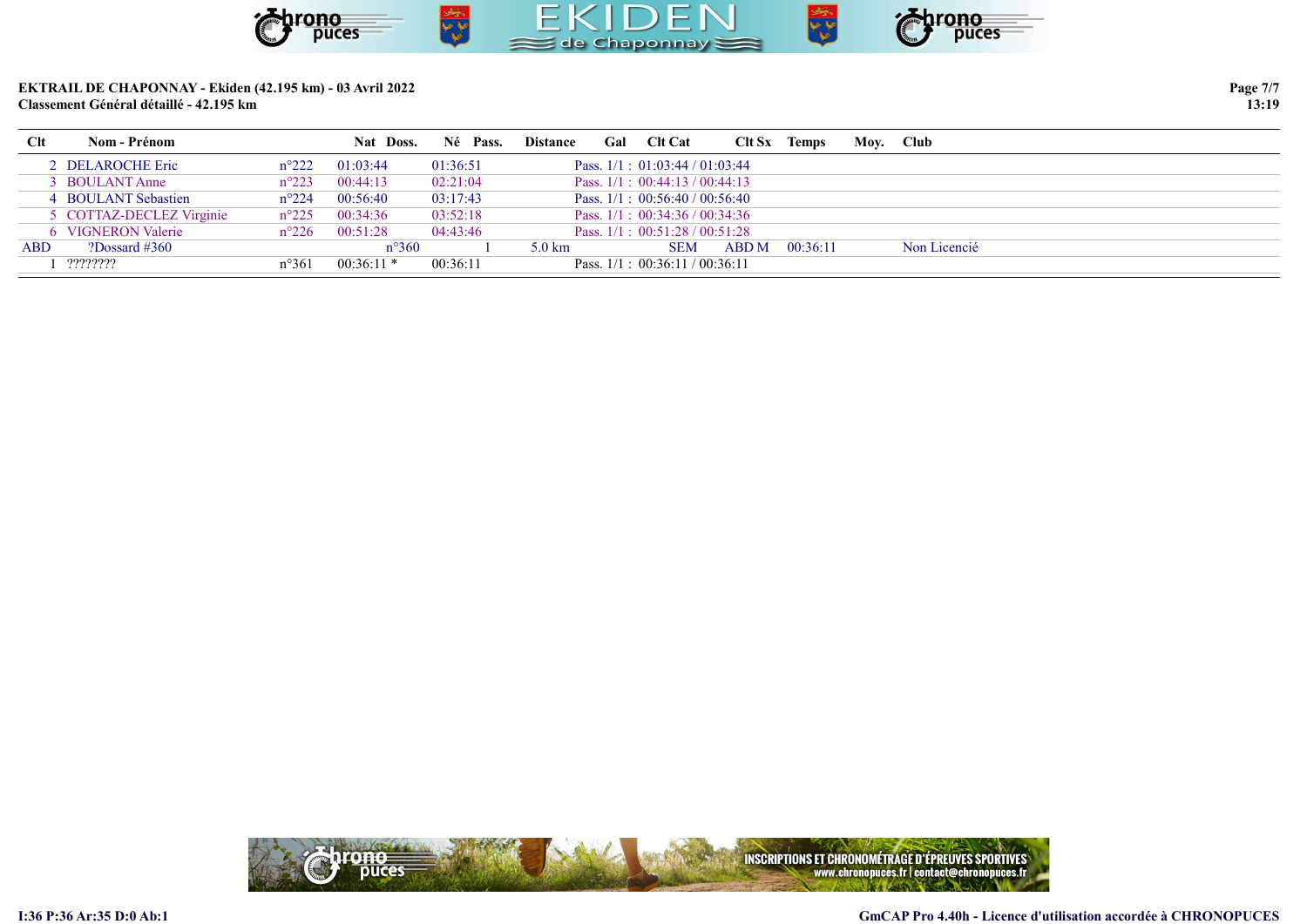| Clt | Nom - Prénom | Nat | Doss. | Né | Pass. | Distance | Gal | Clt Cat | Clt Sx | Temps | Moy. | Club |
|---|---|---|---|---|---|---|---|---|---|---|---|---|
| 2 | DELAROCHE Eric | n°222 | 01:03:44 | 01:36:51 | | | Pass. 1/1 : 01:03:44 / 01:03:44 | | | | | |
| 3 | BOULANT Anne | n°223 | 00:44:13 | 02:21:04 | | | Pass. 1/1 : 00:44:13 / 00:44:13 | | | | | |
| 4 | BOULANT Sebastien | n°224 | 00:56:40 | 03:17:43 | | | Pass. 1/1 : 00:56:40 / 00:56:40 | | | | | |
| 5 | COTTAZ-DECLEZ Virginie | n°225 | 00:34:36 | 03:52:18 | | | Pass. 1/1 : 00:34:36 / 00:34:36 | | | | | |
| 6 | VIGNERON Valerie | n°226 | 00:51:28 | 04:43:46 | | | Pass. 1/1 : 00:51:28 / 00:51:28 | | | | | |
| ABD | ?Dossard #360 | | n°360 | | 1 | 5.0 km | | SEM | ABD M | 00:36:11 | | Non Licencié |
| 1 | ???????? | n°361 | 00:36:11 * | 00:36:11 | | | Pass. 1/1 : 00:36:11 / 00:36:11 | | | | | |